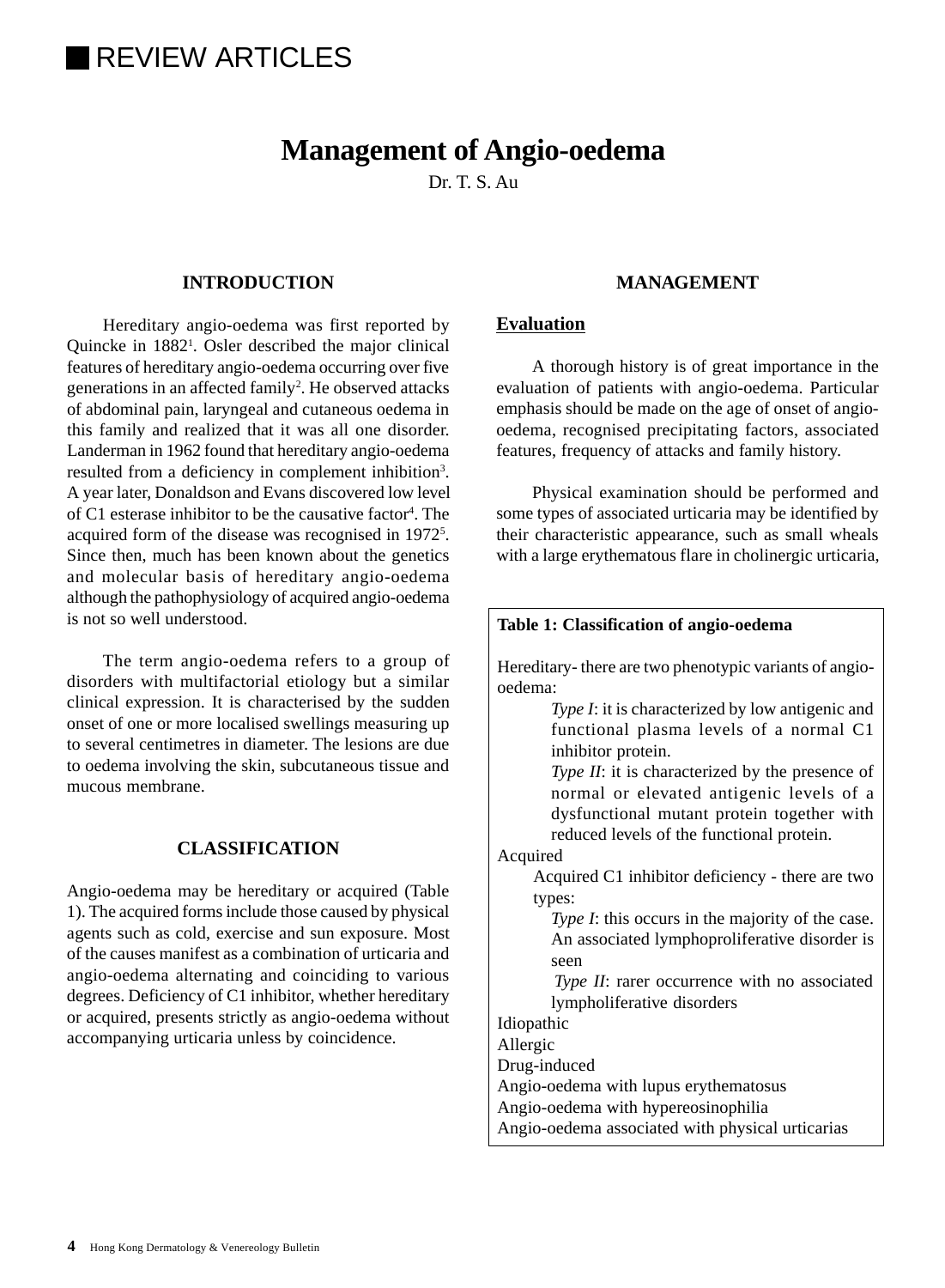# Management of Angio-oedema

Dr. T. S. Au

## INTRODUCTION

Hereditary angio-oedema was first reported by Quincke in 1882[1]. Osler described the major clinical features of hereditary angio-oedema occurring over five generations in an affected family[2]. He observed attacks of abdominal pain, laryngeal and cutaneous oedema in this family and realized that it was all one disorder. Landerman in 1962 found that hereditary angio-oedema resulted from a deficiency in complement inhibition[3]. A year later, Donaldson and Evans discovered low level of C1 esterase inhibitor to be the causative factor[4]. The acquired form of the disease was recognised in 1972[5]. Since then, much has been known about the genetics and molecular basis of hereditary angio-oedema although the pathophysiology of acquired angio-oedema is not so well understood.

The term angio-oedema refers to a group of disorders with multifactorial etiology but a similar clinical expression. It is characterised by the sudden onset of one or more localised swellings measuring up to several centimetres in diameter. The lesions are due to oedema involving the skin, subcutaneous tissue and mucous membrane.

## CLASSIFICATION

Angio-oedema may be hereditary or acquired (Table 1). The acquired forms include those caused by physical agents such as cold, exercise and sun exposure. Most of the causes manifest as a combination of urticaria and angio-oedema alternating and coinciding to various degrees. Deficiency of C1 inhibitor, whether hereditary or acquired, presents strictly as angio-oedema without accompanying urticaria unless by coincidence.

## MANAGEMENT

### Evaluation

A thorough history is of great importance in the evaluation of patients with angio-oedema. Particular emphasis should be made on the age of onset of angio-oedema, recognised precipitating factors, associated features, frequency of attacks and family history.

Physical examination should be performed and some types of associated urticaria may be identified by their characteristic appearance, such as small wheals with a large erythematous flare in cholinergic urticaria,

**Table 1: Classification of angio-oedema**

Hereditary- there are two phenotypic variants of angio-oedema:

- *Type I*: it is characterized by low antigenic and functional plasma levels of a normal C1 inhibitor protein.
- *Type II*: it is characterized by the presence of normal or elevated antigenic levels of a dysfunctional mutant protein together with reduced levels of the functional protein.

Acquired

- Acquired C1 inhibitor deficiency - there are two types:
  - *Type I*: this occurs in the majority of the case. An associated lymphoproliferative disorder is seen
  - *Type II*: rarer occurrence with no associated lympholiferative disorders

Idiopathic

Allergic

Drug-induced

Angio-oedema with lupus erythematosus

Angio-oedema with hypereosinophilia

Angio-oedema associated with physical urticarias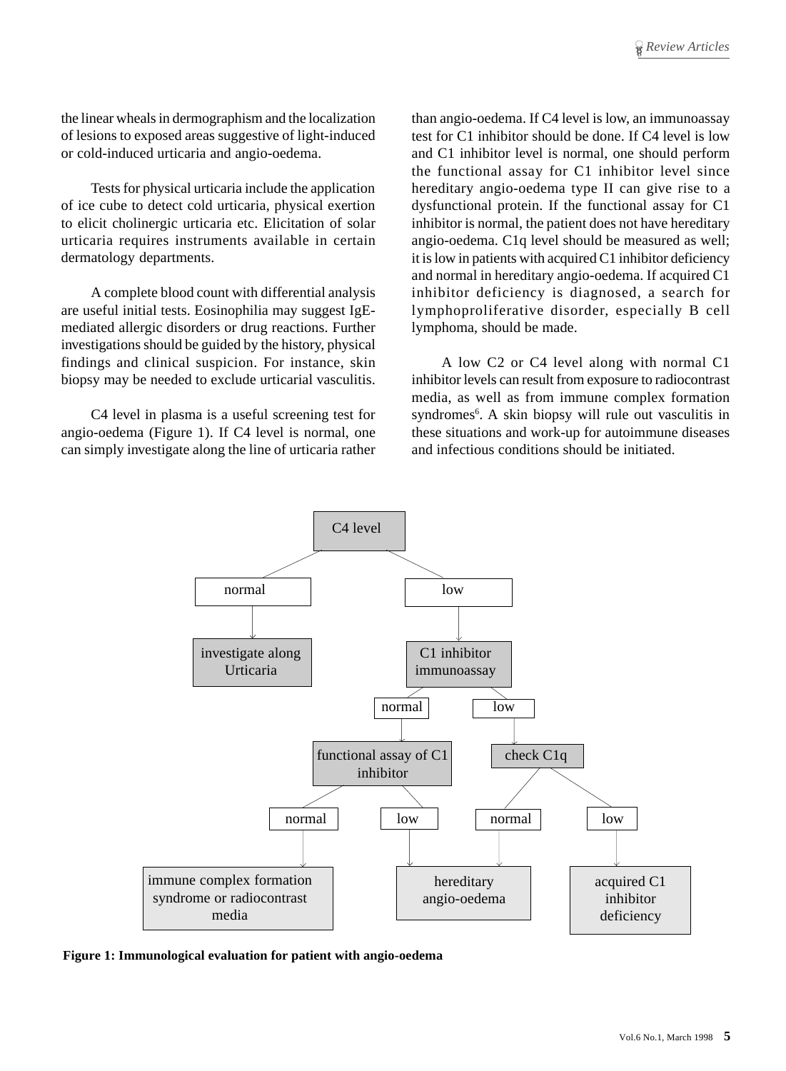the linear wheals in dermographism and the localization of lesions to exposed areas suggestive of light-induced or cold-induced urticaria and angio-oedema.

Tests for physical urticaria include the application of ice cube to detect cold urticaria, physical exertion to elicit cholinergic urticaria etc. Elicitation of solar urticaria requires instruments available in certain dermatology departments.

A complete blood count with differential analysis are useful initial tests. Eosinophilia may suggest IgE-mediated allergic disorders or drug reactions. Further investigations should be guided by the history, physical findings and clinical suspicion. For instance, skin biopsy may be needed to exclude urticarial vasculitis.

C4 level in plasma is a useful screening test for angio-oedema (Figure 1). If C4 level is normal, one can simply investigate along the line of urticaria rather than angio-oedema. If C4 level is low, an immunoassay test for C1 inhibitor should be done. If C4 level is low and C1 inhibitor level is normal, one should perform the functional assay for C1 inhibitor level since hereditary angio-oedema type II can give rise to a dysfunctional protein. If the functional assay for C1 inhibitor is normal, the patient does not have hereditary angio-oedema. C1q level should be measured as well; it is low in patients with acquired C1 inhibitor deficiency and normal in hereditary angio-oedema. If acquired C1 inhibitor deficiency is diagnosed, a search for lymphoproliferative disorder, especially B cell lymphoma, should be made.

A low C2 or C4 level along with normal C1 inhibitor levels can result from exposure to radiocontrast media, as well as from immune complex formation syndromes[6]. A skin biopsy will rule out vasculitis in these situations and work-up for autoimmune diseases and infectious conditions should be initiated.

- C4 level
  - normal → investigate along Urticaria
  - low → C1 inhibitor immunoassay
    - normal → functional assay of C1 inhibitor
      - normal → immune complex formation syndrome or radiocontrast media
      - low → hereditary angio-oedema
    - low → check C1q
      - normal → hereditary angio-oedema
      - low → acquired C1 inhibitor deficiency

**Figure 1: Immunological evaluation for patient with angio-oedema**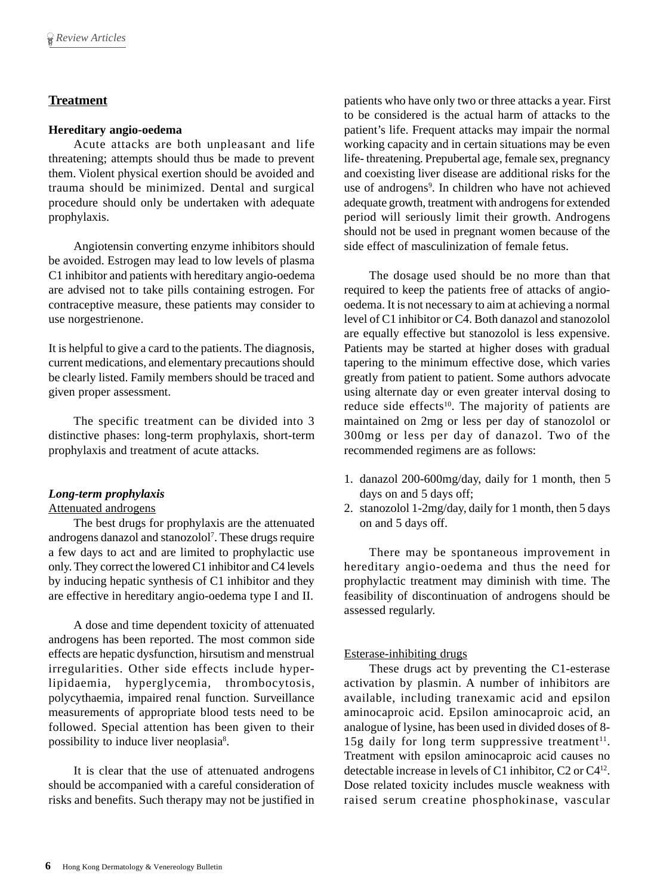## Treatment

### Hereditary angio-oedema

Acute attacks are both unpleasant and life threatening; attempts should thus be made to prevent them. Violent physical exertion should be avoided and trauma should be minimized. Dental and surgical procedure should only be undertaken with adequate prophylaxis.

Angiotensin converting enzyme inhibitors should be avoided. Estrogen may lead to low levels of plasma C1 inhibitor and patients with hereditary angio-oedema are advised not to take pills containing estrogen. For contraceptive measure, these patients may consider to use norgestrienone.

It is helpful to give a card to the patients. The diagnosis, current medications, and elementary precautions should be clearly listed. Family members should be traced and given proper assessment.

The specific treatment can be divided into 3 distinctive phases: long-term prophylaxis, short-term prophylaxis and treatment of acute attacks.

#### *Long-term prophylaxis*

Attenuated androgens

The best drugs for prophylaxis are the attenuated androgens danazol and stanozolol[7]. These drugs require a few days to act and are limited to prophylactic use only. They correct the lowered C1 inhibitor and C4 levels by inducing hepatic synthesis of C1 inhibitor and they are effective in hereditary angio-oedema type I and II.

A dose and time dependent toxicity of attenuated androgens has been reported. The most common side effects are hepatic dysfunction, hirsutism and menstrual irregularities. Other side effects include hyperlipidaemia, hyperglycemia, thrombocytosis, polycythaemia, impaired renal function. Surveillance measurements of appropriate blood tests need to be followed. Special attention has been given to their possibility to induce liver neoplasia[8].

It is clear that the use of attenuated androgens should be accompanied with a careful consideration of risks and benefits. Such therapy may not be justified in patients who have only two or three attacks a year. First to be considered is the actual harm of attacks to the patient's life. Frequent attacks may impair the normal working capacity and in certain situations may be even life- threatening. Prepubertal age, female sex, pregnancy and coexisting liver disease are additional risks for the use of androgens[9]. In children who have not achieved adequate growth, treatment with androgens for extended period will seriously limit their growth. Androgens should not be used in pregnant women because of the side effect of masculinization of female fetus.

The dosage used should be no more than that required to keep the patients free of attacks of angio-oedema. It is not necessary to aim at achieving a normal level of C1 inhibitor or C4. Both danazol and stanozolol are equally effective but stanozolol is less expensive. Patients may be started at higher doses with gradual tapering to the minimum effective dose, which varies greatly from patient to patient. Some authors advocate using alternate day or even greater interval dosing to reduce side effects[10]. The majority of patients are maintained on 2mg or less per day of stanozolol or 300mg or less per day of danazol. Two of the recommended regimens are as follows:

1. danazol 200-600mg/day, daily for 1 month, then 5 days on and 5 days off;
2. stanozolol 1-2mg/day, daily for 1 month, then 5 days on and 5 days off.

There may be spontaneous improvement in hereditary angio-oedema and thus the need for prophylactic treatment may diminish with time. The feasibility of discontinuation of androgens should be assessed regularly.

Esterase-inhibiting drugs

These drugs act by preventing the C1-esterase activation by plasmin. A number of inhibitors are available, including tranexamic acid and epsilon aminocaproic acid. Epsilon aminocaproic acid, an analogue of lysine, has been used in divided doses of 8-15g daily for long term suppressive treatment[11]. Treatment with epsilon aminocaproic acid causes no detectable increase in levels of C1 inhibitor, C2 or C4[12]. Dose related toxicity includes muscle weakness with raised serum creatine phosphokinase, vascular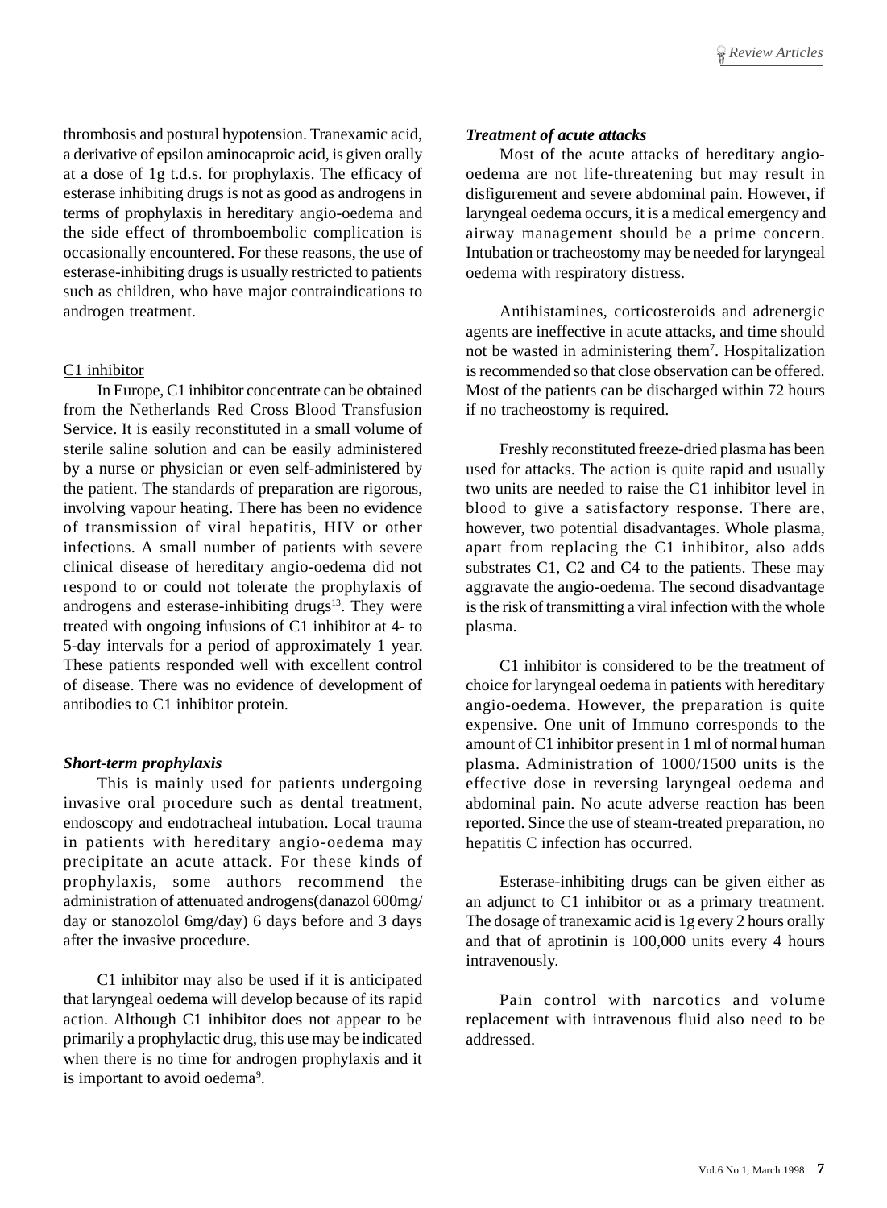thrombosis and postural hypotension. Tranexamic acid, a derivative of epsilon aminocaproic acid, is given orally at a dose of 1g t.d.s. for prophylaxis. The efficacy of esterase inhibiting drugs is not as good as androgens in terms of prophylaxis in hereditary angio-oedema and the side effect of thromboembolic complication is occasionally encountered. For these reasons, the use of esterase-inhibiting drugs is usually restricted to patients such as children, who have major contraindications to androgen treatment.

C1 inhibitor

In Europe, C1 inhibitor concentrate can be obtained from the Netherlands Red Cross Blood Transfusion Service. It is easily reconstituted in a small volume of sterile saline solution and can be easily administered by a nurse or physician or even self-administered by the patient. The standards of preparation are rigorous, involving vapour heating. There has been no evidence of transmission of viral hepatitis, HIV or other infections. A small number of patients with severe clinical disease of hereditary angio-oedema did not respond to or could not tolerate the prophylaxis of androgens and esterase-inhibiting drugs[13]. They were treated with ongoing infusions of C1 inhibitor at 4- to 5-day intervals for a period of approximately 1 year. These patients responded well with excellent control of disease. There was no evidence of development of antibodies to C1 inhibitor protein.

***Short-term prophylaxis***

This is mainly used for patients undergoing invasive oral procedure such as dental treatment, endoscopy and endotracheal intubation. Local trauma in patients with hereditary angio-oedema may precipitate an acute attack. For these kinds of prophylaxis, some authors recommend the administration of attenuated androgens(danazol 600mg/day or stanozolol 6mg/day) 6 days before and 3 days after the invasive procedure.

C1 inhibitor may also be used if it is anticipated that laryngeal oedema will develop because of its rapid action. Although C1 inhibitor does not appear to be primarily a prophylactic drug, this use may be indicated when there is no time for androgen prophylaxis and it is important to avoid oedema[9].

***Treatment of acute attacks***

Most of the acute attacks of hereditary angio-oedema are not life-threatening but may result in disfigurement and severe abdominal pain. However, if laryngeal oedema occurs, it is a medical emergency and airway management should be a prime concern. Intubation or tracheostomy may be needed for laryngeal oedema with respiratory distress.

Antihistamines, corticosteroids and adrenergic agents are ineffective in acute attacks, and time should not be wasted in administering them[7]. Hospitalization is recommended so that close observation can be offered. Most of the patients can be discharged within 72 hours if no tracheostomy is required.

Freshly reconstituted freeze-dried plasma has been used for attacks. The action is quite rapid and usually two units are needed to raise the C1 inhibitor level in blood to give a satisfactory response. There are, however, two potential disadvantages. Whole plasma, apart from replacing the C1 inhibitor, also adds substrates C1, C2 and C4 to the patients. These may aggravate the angio-oedema. The second disadvantage is the risk of transmitting a viral infection with the whole plasma.

C1 inhibitor is considered to be the treatment of choice for laryngeal oedema in patients with hereditary angio-oedema. However, the preparation is quite expensive. One unit of Immuno corresponds to the amount of C1 inhibitor present in 1 ml of normal human plasma. Administration of 1000/1500 units is the effective dose in reversing laryngeal oedema and abdominal pain. No acute adverse reaction has been reported. Since the use of steam-treated preparation, no hepatitis C infection has occurred.

Esterase-inhibiting drugs can be given either as an adjunct to C1 inhibitor or as a primary treatment. The dosage of tranexamic acid is 1g every 2 hours orally and that of aprotinin is 100,000 units every 4 hours intravenously.

Pain control with narcotics and volume replacement with intravenous fluid also need to be addressed.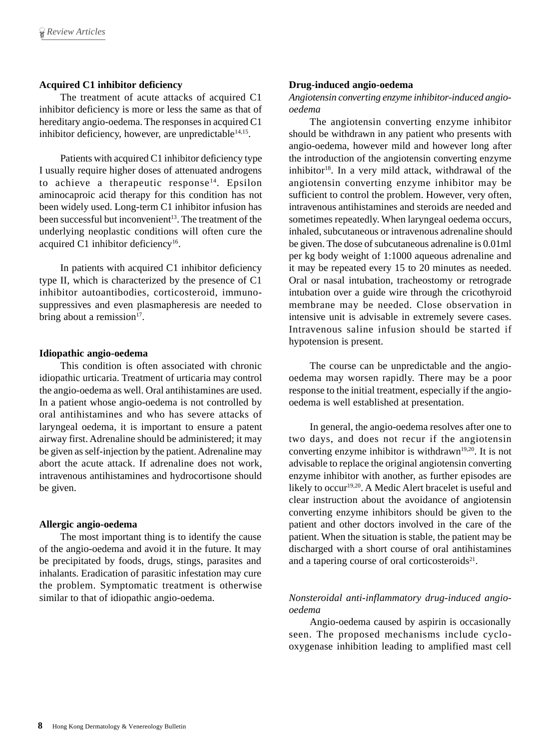### Acquired C1 inhibitor deficiency

The treatment of acute attacks of acquired C1 inhibitor deficiency is more or less the same as that of hereditary angio-oedema. The responses in acquired C1 inhibitor deficiency, however, are unpredictable[14,15].

Patients with acquired C1 inhibitor deficiency type I usually require higher doses of attenuated androgens to achieve a therapeutic response[14]. Epsilon aminocaproic acid therapy for this condition has not been widely used. Long-term C1 inhibitor infusion has been successful but inconvenient[13]. The treatment of the underlying neoplastic conditions will often cure the acquired C1 inhibitor deficiency[16].

In patients with acquired C1 inhibitor deficiency type II, which is characterized by the presence of C1 inhibitor autoantibodies, corticosteroid, immunosuppressives and even plasmapheresis are needed to bring about a remission[17].

### Idiopathic angio-oedema

This condition is often associated with chronic idiopathic urticaria. Treatment of urticaria may control the angio-oedema as well. Oral antihistamines are used. In a patient whose angio-oedema is not controlled by oral antihistamines and who has severe attacks of laryngeal oedema, it is important to ensure a patent airway first. Adrenaline should be administered; it may be given as self-injection by the patient. Adrenaline may abort the acute attack. If adrenaline does not work, intravenous antihistamines and hydrocortisone should be given.

### Allergic angio-oedema

The most important thing is to identify the cause of the angio-oedema and avoid it in the future. It may be precipitated by foods, drugs, stings, parasites and inhalants. Eradication of parasitic infestation may cure the problem. Symptomatic treatment is otherwise similar to that of idiopathic angio-oedema.

### Drug-induced angio-oedema

*Angiotensin converting enzyme inhibitor-induced angio-oedema*

The angiotensin converting enzyme inhibitor should be withdrawn in any patient who presents with angio-oedema, however mild and however long after the introduction of the angiotensin converting enzyme inhibitor[18]. In a very mild attack, withdrawal of the angiotensin converting enzyme inhibitor may be sufficient to control the problem. However, very often, intravenous antihistamines and steroids are needed and sometimes repeatedly. When laryngeal oedema occurs, inhaled, subcutaneous or intravenous adrenaline should be given. The dose of subcutaneous adrenaline is 0.01ml per kg body weight of 1:1000 aqueous adrenaline and it may be repeated every 15 to 20 minutes as needed. Oral or nasal intubation, tracheostomy or retrograde intubation over a guide wire through the cricothyroid membrane may be needed. Close observation in intensive unit is advisable in extremely severe cases. Intravenous saline infusion should be started if hypotension is present.

The course can be unpredictable and the angio-oedema may worsen rapidly. There may be a poor response to the initial treatment, especially if the angio-oedema is well established at presentation.

In general, the angio-oedema resolves after one to two days, and does not recur if the angiotensin converting enzyme inhibitor is withdrawn[19,20]. It is not advisable to replace the original angiotensin converting enzyme inhibitor with another, as further episodes are likely to occur[19,20]. A Medic Alert bracelet is useful and clear instruction about the avoidance of angiotensin converting enzyme inhibitors should be given to the patient and other doctors involved in the care of the patient. When the situation is stable, the patient may be discharged with a short course of oral antihistamines and a tapering course of oral corticosteroids[21].

*Nonsteroidal anti-inflammatory drug-induced angio-oedema*

Angio-oedema caused by aspirin is occasionally seen. The proposed mechanisms include cyclo-oxygenase inhibition leading to amplified mast cell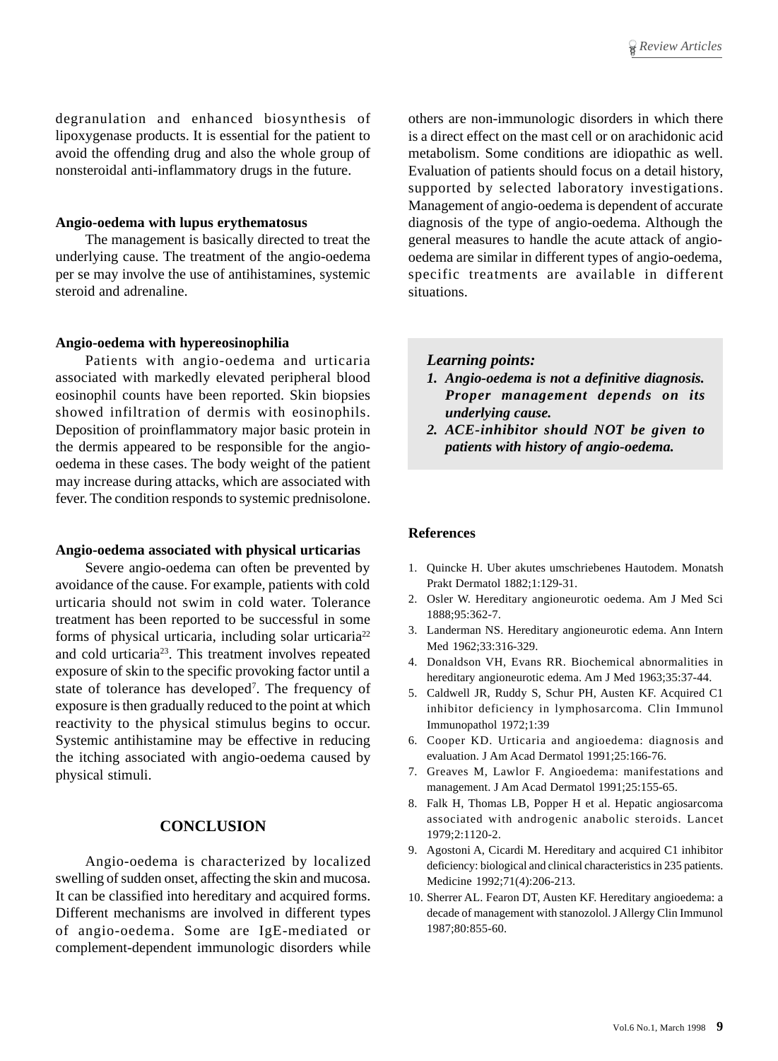degranulation and enhanced biosynthesis of lipoxygenase products. It is essential for the patient to avoid the offending drug and also the whole group of nonsteroidal anti-inflammatory drugs in the future.

**Angio-oedema with lupus erythematosus**

The management is basically directed to treat the underlying cause. The treatment of the angio-oedema per se may involve the use of antihistamines, systemic steroid and adrenaline.

**Angio-oedema with hypereosinophilia**

Patients with angio-oedema and urticaria associated with markedly elevated peripheral blood eosinophil counts have been reported. Skin biopsies showed infiltration of dermis with eosinophils. Deposition of proinflammatory major basic protein in the dermis appeared to be responsible for the angio-oedema in these cases. The body weight of the patient may increase during attacks, which are associated with fever. The condition responds to systemic prednisolone.

**Angio-oedema associated with physical urticarias**

Severe angio-oedema can often be prevented by avoidance of the cause. For example, patients with cold urticaria should not swim in cold water. Tolerance treatment has been reported to be successful in some forms of physical urticaria, including solar urticaria[22] and cold urticaria[23]. This treatment involves repeated exposure of skin to the specific provoking factor until a state of tolerance has developed[7]. The frequency of exposure is then gradually reduced to the point at which reactivity to the physical stimulus begins to occur. Systemic antihistamine may be effective in reducing the itching associated with angio-oedema caused by physical stimuli.

## CONCLUSION

Angio-oedema is characterized by localized swelling of sudden onset, affecting the skin and mucosa. It can be classified into hereditary and acquired forms. Different mechanisms are involved in different types of angio-oedema. Some are IgE-mediated or complement-dependent immunologic disorders while others are non-immunologic disorders in which there is a direct effect on the mast cell or on arachidonic acid metabolism. Some conditions are idiopathic as well. Evaluation of patients should focus on a detail history, supported by selected laboratory investigations. Management of angio-oedema is dependent of accurate diagnosis of the type of angio-oedema. Although the general measures to handle the acute attack of angio-oedema are similar in different types of angio-oedema, specific treatments are available in different situations.

***Learning points:***

1. ***Angio-oedema is not a definitive diagnosis. Proper management depends on its underlying cause.***
2. ***ACE-inhibitor should NOT be given to patients with history of angio-oedema.***

**References**

1. Quincke H. Uber akutes umschriebenes Hautodem. Monatsh Prakt Dermatol 1882;1:129-31.
2. Osler W. Hereditary angioneurotic oedema. Am J Med Sci 1888;95:362-7.
3. Landerman NS. Hereditary angioneurotic edema. Ann Intern Med 1962;33:316-329.
4. Donaldson VH, Evans RR. Biochemical abnormalities in hereditary angioneurotic edema. Am J Med 1963;35:37-44.
5. Caldwell JR, Ruddy S, Schur PH, Austen KF. Acquired C1 inhibitor deficiency in lymphosarcoma. Clin Immunol Immunopathol 1972;1:39
6. Cooper KD. Urticaria and angioedema: diagnosis and evaluation. J Am Acad Dermatol 1991;25:166-76.
7. Greaves M, Lawlor F. Angioedema: manifestations and management. J Am Acad Dermatol 1991;25:155-65.
8. Falk H, Thomas LB, Popper H et al. Hepatic angiosarcoma associated with androgenic anabolic steroids. Lancet 1979;2:1120-2.
9. Agostoni A, Cicardi M. Hereditary and acquired C1 inhibitor deficiency: biological and clinical characteristics in 235 patients. Medicine 1992;71(4):206-213.
10. Sherrer AL. Fearon DT, Austen KF. Hereditary angioedema: a decade of management with stanozolol. J Allergy Clin Immunol 1987;80:855-60.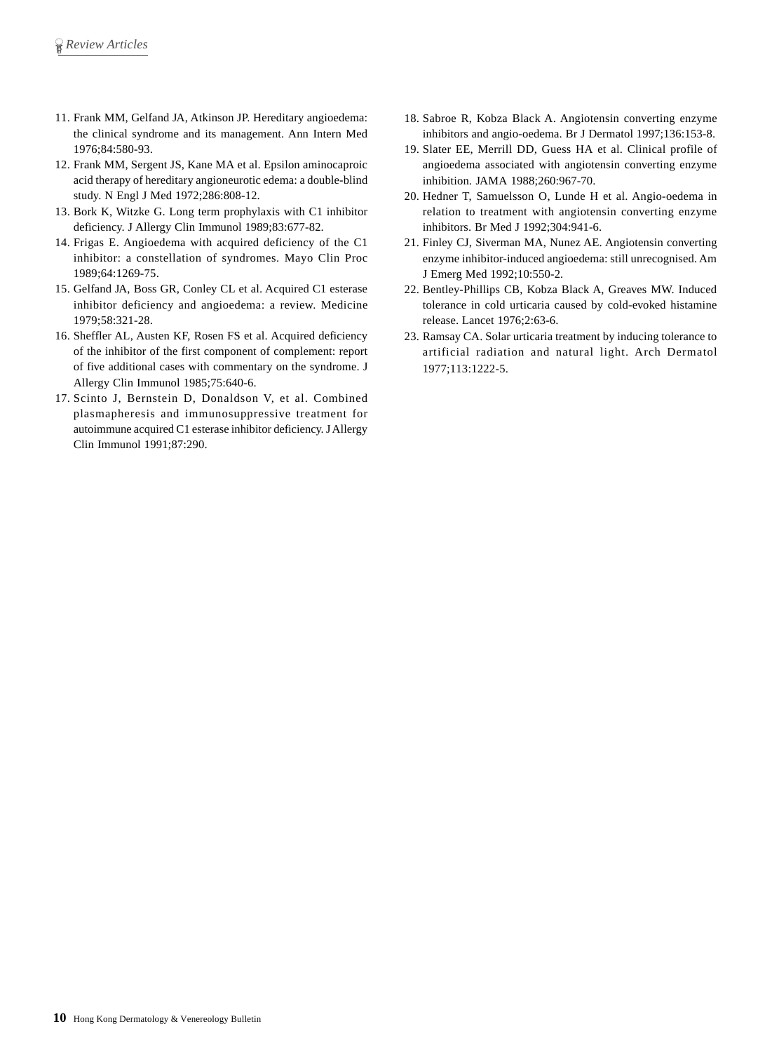11. Frank MM, Gelfand JA, Atkinson JP. Hereditary angioedema: the clinical syndrome and its management. Ann Intern Med 1976;84:580-93.
12. Frank MM, Sergent JS, Kane MA et al. Epsilon aminocaproic acid therapy of hereditary angioneurotic edema: a double-blind study. N Engl J Med 1972;286:808-12.
13. Bork K, Witzke G. Long term prophylaxis with C1 inhibitor deficiency. J Allergy Clin Immunol 1989;83:677-82.
14. Frigas E. Angioedema with acquired deficiency of the C1 inhibitor: a constellation of syndromes. Mayo Clin Proc 1989;64:1269-75.
15. Gelfand JA, Boss GR, Conley CL et al. Acquired C1 esterase inhibitor deficiency and angioedema: a review. Medicine 1979;58:321-28.
16. Sheffler AL, Austen KF, Rosen FS et al. Acquired deficiency of the inhibitor of the first component of complement: report of five additional cases with commentary on the syndrome. J Allergy Clin Immunol 1985;75:640-6.
17. Scinto J, Bernstein D, Donaldson V, et al. Combined plasmapheresis and immunosuppressive treatment for autoimmune acquired C1 esterase inhibitor deficiency. J Allergy Clin Immunol 1991;87:290.
18. Sabroe R, Kobza Black A. Angiotensin converting enzyme inhibitors and angio-oedema. Br J Dermatol 1997;136:153-8.
19. Slater EE, Merrill DD, Guess HA et al. Clinical profile of angioedema associated with angiotensin converting enzyme inhibition. JAMA 1988;260:967-70.
20. Hedner T, Samuelsson O, Lunde H et al. Angio-oedema in relation to treatment with angiotensin converting enzyme inhibitors. Br Med J 1992;304:941-6.
21. Finley CJ, Siverman MA, Nunez AE. Angiotensin converting enzyme inhibitor-induced angioedema: still unrecognised. Am J Emerg Med 1992;10:550-2.
22. Bentley-Phillips CB, Kobza Black A, Greaves MW. Induced tolerance in cold urticaria caused by cold-evoked histamine release. Lancet 1976;2:63-6.
23. Ramsay CA. Solar urticaria treatment by inducing tolerance to artificial radiation and natural light. Arch Dermatol 1977;113:1222-5.